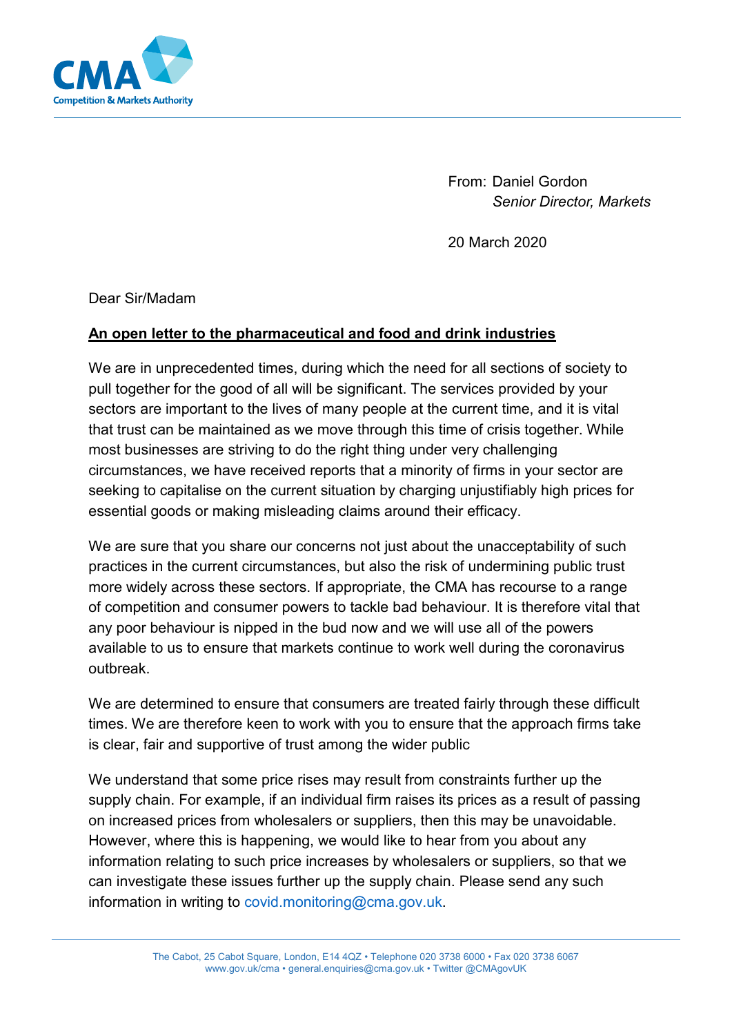From: Daniel Gordon
*Senior Director, Markets*

20 March 2020

Dear Sir/Madam

**<u>An open letter to the pharmaceutical and food and drink industries</u>**

We are in unprecedented times, during which the need for all sections of society to pull together for the good of all will be significant. The services provided by your sectors are important to the lives of many people at the current time, and it is vital that trust can be maintained as we move through this time of crisis together. While most businesses are striving to do the right thing under very challenging circumstances, we have received reports that a minority of firms in your sector are seeking to capitalise on the current situation by charging unjustifiably high prices for essential goods or making misleading claims around their efficacy.

We are sure that you share our concerns not just about the unacceptability of such practices in the current circumstances, but also the risk of undermining public trust more widely across these sectors. If appropriate, the CMA has recourse to a range of competition and consumer powers to tackle bad behaviour. It is therefore vital that any poor behaviour is nipped in the bud now and we will use all of the powers available to us to ensure that markets continue to work well during the coronavirus outbreak.

We are determined to ensure that consumers are treated fairly through these difficult times. We are therefore keen to work with you to ensure that the approach firms take is clear, fair and supportive of trust among the wider public

We understand that some price rises may result from constraints further up the supply chain. For example, if an individual firm raises its prices as a result of passing on increased prices from wholesalers or suppliers, then this may be unavoidable. However, where this is happening, we would like to hear from you about any information relating to such price increases by wholesalers or suppliers, so that we can investigate these issues further up the supply chain. Please send any such information in writing to covid.monitoring@cma.gov.uk.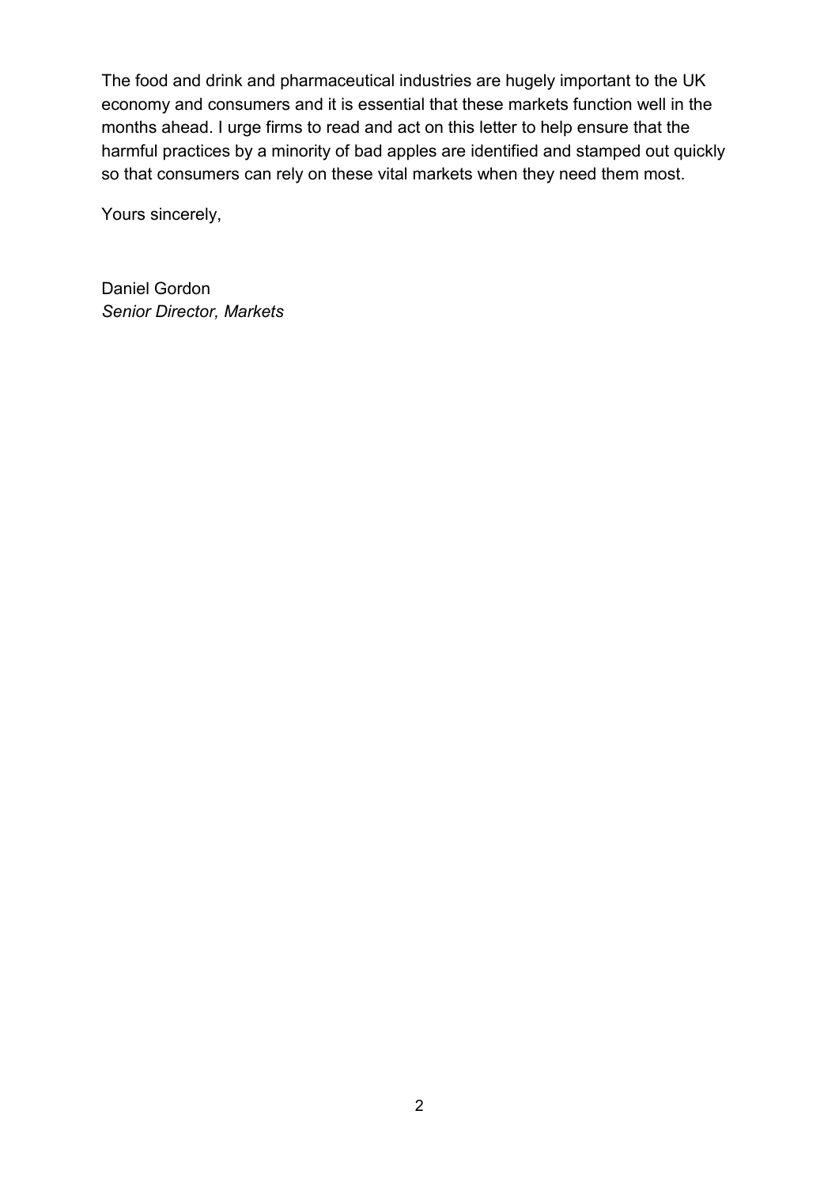The food and drink and pharmaceutical industries are hugely important to the UK economy and consumers and it is essential that these markets function well in the months ahead. I urge firms to read and act on this letter to help ensure that the harmful practices by a minority of bad apples are identified and stamped out quickly so that consumers can rely on these vital markets when they need them most.

Yours sincerely,

Daniel Gordon
*Senior Director, Markets*